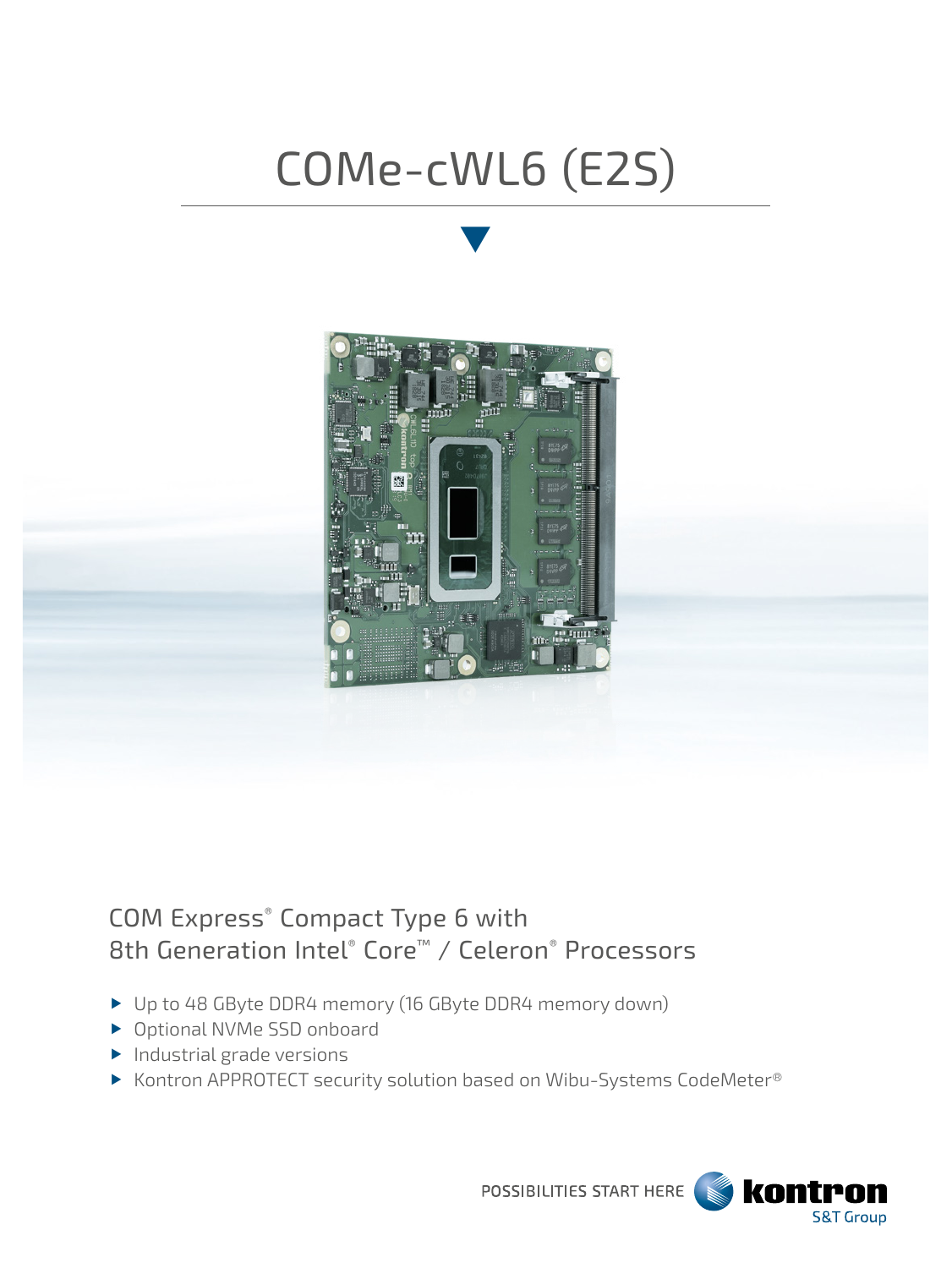# COMe-cWL6 (E2S)

## COM Express® Compact Type 6 with 8th Generation Intel® Core™ / Celeron® Processors

- Up to 48 GByte DDR4 memory (16 GByte DDR4 memory down)
- Optional NVMe SSD onboard
- Industrial grade versions
- Kontron APPROTECT security solution based on Wibu-Systems CodeMeter®

POSSIBILITIES START HERE kontron S&T Group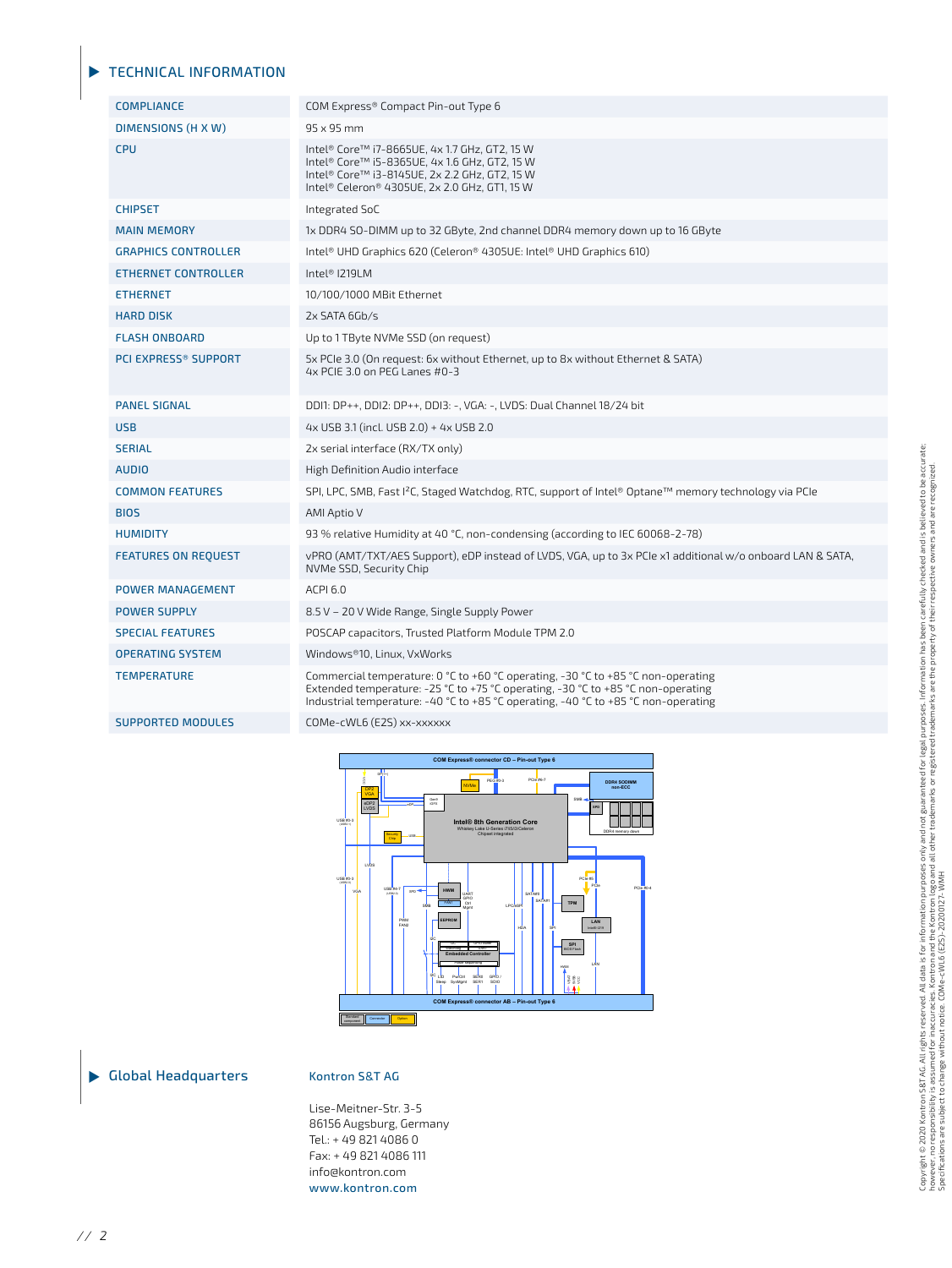## TECHNICAL INFORMATION

| | |
|---|---|
| COMPLIANCE | COM Express® Compact Pin-out Type 6 |
| DIMENSIONS (H X W) | 95 x 95 mm |
| CPU | Intel® Core™ i7-8665UE, 4x 1.7 GHz, GT2, 15 W<br>Intel® Core™ i5-8365UE, 4x 1.6 GHz, GT2, 15 W<br>Intel® Core™ i3-8145UE, 2x 2.2 GHz, GT2, 15 W<br>Intel® Celeron® 4305UE, 2x 2.0 GHz, GT1, 15 W |
| CHIPSET | Integrated SoC |
| MAIN MEMORY | 1x DDR4 SO-DIMM up to 32 GByte, 2nd channel DDR4 memory down up to 16 GByte |
| GRAPHICS CONTROLLER | Intel® UHD Graphics 620 (Celeron® 4305UE: Intel® UHD Graphics 610) |
| ETHERNET CONTROLLER | Intel® I219LM |
| ETHERNET | 10/100/1000 MBit Ethernet |
| HARD DISK | 2x SATA 6Gb/s |
| FLASH ONBOARD | Up to 1 TByte NVMe SSD (on request) |
| PCI EXPRESS® SUPPORT | 5x PCIe 3.0 (On request: 6x without Ethernet, up to 8x without Ethernet & SATA)<br>4x PCIE 3.0 on PEG Lanes #0-3 |
| PANEL SIGNAL | DDI1: DP++, DDI2: DP++, DDI3: -, VGA: -, LVDS: Dual Channel 18/24 bit |
| USB | 4x USB 3.1 (incl. USB 2.0) + 4x USB 2.0 |
| SERIAL | 2x serial interface (RX/TX only) |
| AUDIO | High Definition Audio interface |
| COMMON FEATURES | SPI, LPC, SMB, Fast I²C, Staged Watchdog, RTC, support of Intel® Optane™ memory technology via PCIe |
| BIOS | AMI Aptio V |
| HUMIDITY | 93 % relative Humidity at 40 °C, non-condensing (according to IEC 60068-2-78) |
| FEATURES ON REQUEST | vPRO (AMT/TXT/AES Support), eDP instead of LVDS, VGA, up to 3x PCIe x1 additional w/o onboard LAN & SATA, NVMe SSD, Security Chip |
| POWER MANAGEMENT | ACPI 6.0 |
| POWER SUPPLY | 8.5 V – 20 V Wide Range, Single Supply Power |
| SPECIAL FEATURES | POSCAP capacitors, Trusted Platform Module TPM 2.0 |
| OPERATING SYSTEM | Windows®10, Linux, VxWorks |
| TEMPERATURE | Commercial temperature: 0 °C to +60 °C operating, -30 °C to +85 °C non-operating<br>Extended temperature: -25 °C to +75 °C operating, -30 °C to +85 °C non-operating<br>Industrial temperature: -40 °C to +85 °C operating, -40 °C to +85 °C non-operating |
| SUPPORTED MODULES | COMe-cWL6 (E2S) xx-xxxxxx |

COM Express® connector CD – Pin-out Type 6
Intel® 8th Generation Core
Whiskey Lake U-Series i7/i5/i3/Celeron
Chipset integrated
DDR4 SODIMM non-ECC
DDR4 memory down
NVMe
HWM
EEPROM
TPM
LAN
SPI
Embedded Controller
COM Express® connector AB – Pin-out Type 6

## Global Headquarters

Kontron S&T AG

Lise-Meitner-Str. 3-5
86156 Augsburg, Germany
Tel.: + 49 821 4086 0
Fax: + 49 821 4086 111
info@kontron.com
www.kontron.com

Copyright © 2020 Kontron S&T AG. All rights reserved. All data is for information purposes only and not guaranteed for legal purposes. Information has been carefully checked and is believed to be accurate; however, no responsibility is assumed for inaccuracies. Kontron and the Kontron logo and all other trademarks or registered trademarks are the property of their respective owners and are recognized. Specifications are subject to change without notice. COMe-cWL6 (E2S)-20200127-WMH